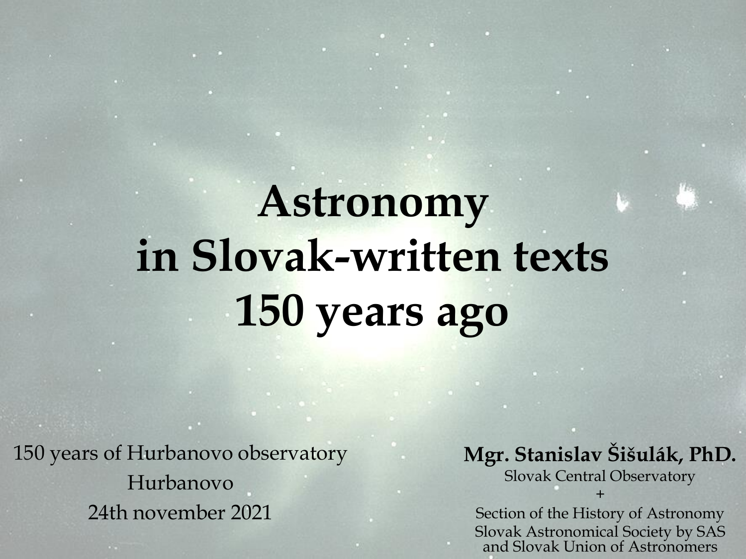# Astronomy in Slovak-written texts 150 years ago

150 years of Hurbanovo observatory

Hurbanovo

24th november 2021

**Mgr. Stanislav Šišulák, PhD.**

Slovak Central Observatory

+

Section of the History of Astronomy

Slovak Astronomical Society by SAS and Slovak Union of Astronomers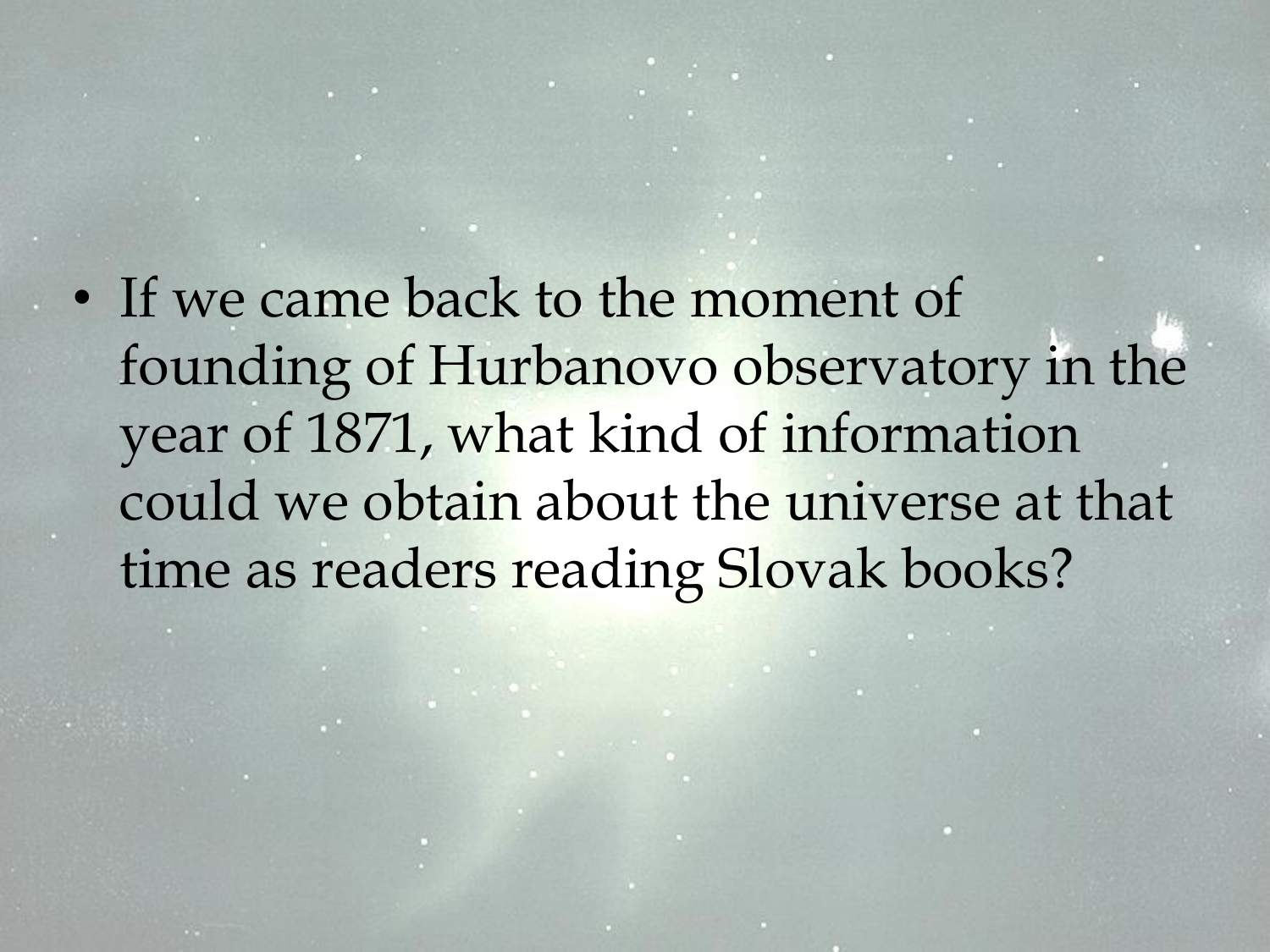- If we came back to the moment of founding of Hurbanovo observatory in the year of 1871, what kind of information could we obtain about the universe at that time as readers reading Slovak books?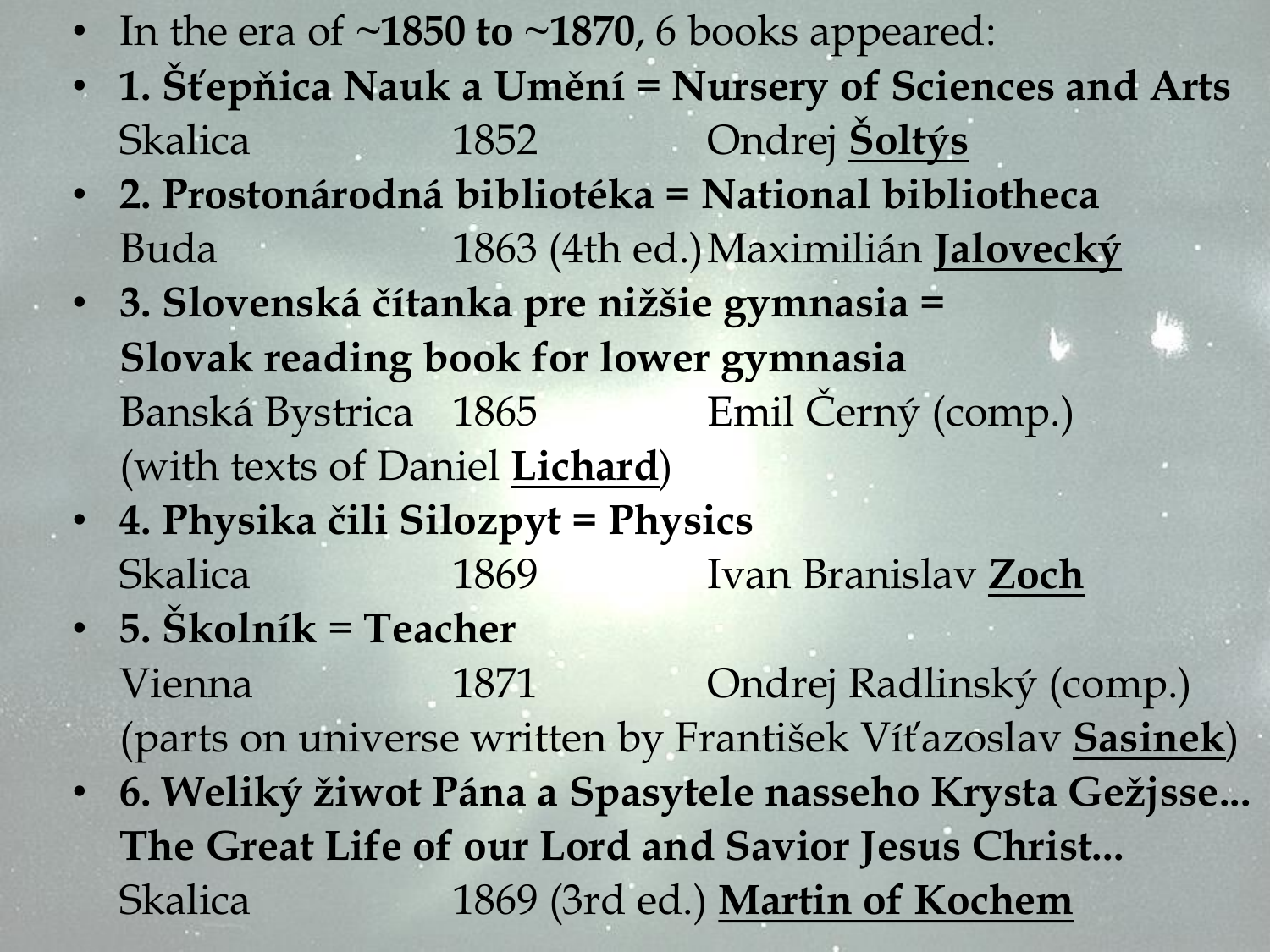- In the era of **~1850 to ~1870**, 6 books appeared:
- **1. Šťepňica Nauk a Umění = Nursery of Sciences and Arts**
  Skalica 1852 Ondrej **Šoltýs**
- **2. Prostonárodná bibliotéka = National bibliotheca**
  Buda 1863 (4th ed.) Maximilián **Jalovecký**
- **3. Slovenská čítanka pre nižšie gymnasia = Slovak reading book for lower gymnasia**
  Banská Bystrica 1865 Emil Černý (comp.)
  (with texts of Daniel **Lichard**)
- **4. Physika čili Silozpyt = Physics**
  Skalica 1869 Ivan Branislav **Zoch**
- **5. Školník = Teacher**
  Vienna 1871 Ondrej Radlinský (comp.)
  (parts on universe written by František Víťazoslav **Sasinek**)
- **6. Weliký žiwot Pána a Spasytele nasseho Krysta Gežjsse... The Great Life of our Lord and Savior Jesus Christ...**
  Skalica 1869 (3rd ed.) **Martin of Kochem**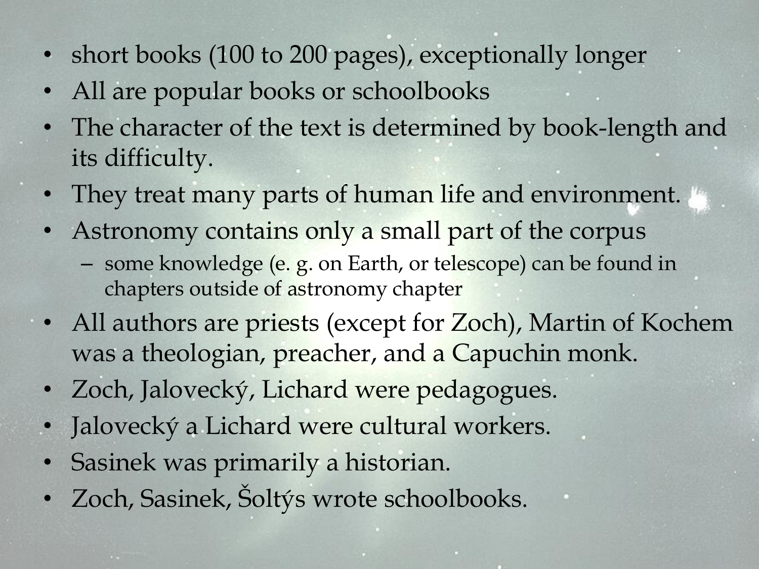- short books (100 to 200 pages), exceptionally longer
- All are popular books or schoolbooks
- The character of the text is determined by book-length and its difficulty.
- They treat many parts of human life and environment.
- Astronomy contains only a small part of the corpus
  - some knowledge (e. g. on Earth, or telescope) can be found in chapters outside of astronomy chapter
- All authors are priests (except for Zoch), Martin of Kochem was a theologian, preacher, and a Capuchin monk.
- Zoch, Jalovecký, Lichard were pedagogues.
- Jalovecký a Lichard were cultural workers.
- Sasinek was primarily a historian.
- Zoch, Sasinek, Šoltýs wrote schoolbooks.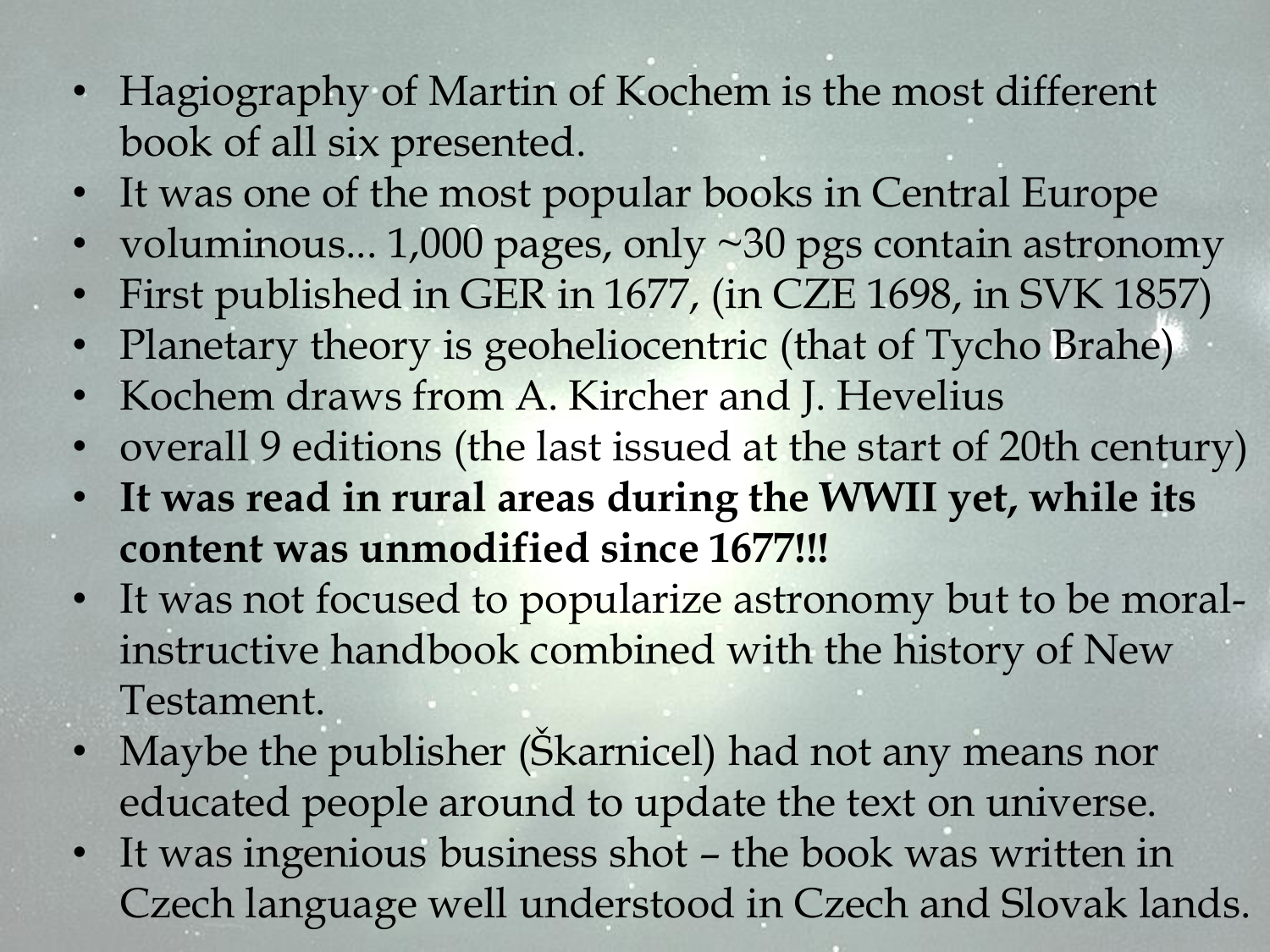- Hagiography of Martin of Kochem is the most different book of all six presented.
- It was one of the most popular books in Central Europe
- voluminous... 1,000 pages, only ~30 pgs contain astronomy
- First published in GER in 1677, (in CZE 1698, in SVK 1857)
- Planetary theory is geoheliocentric (that of Tycho Brahe)
- Kochem draws from A. Kircher and J. Hevelius
- overall 9 editions (the last issued at the start of 20th century)
- **It was read in rural areas during the WWII yet, while its content was unmodified since 1677!!!**
- It was not focused to popularize astronomy but to be moral-instructive handbook combined with the history of New Testament.
- Maybe the publisher (Škarnicel) had not any means nor educated people around to update the text on universe.
- It was ingenious business shot – the book was written in Czech language well understood in Czech and Slovak lands.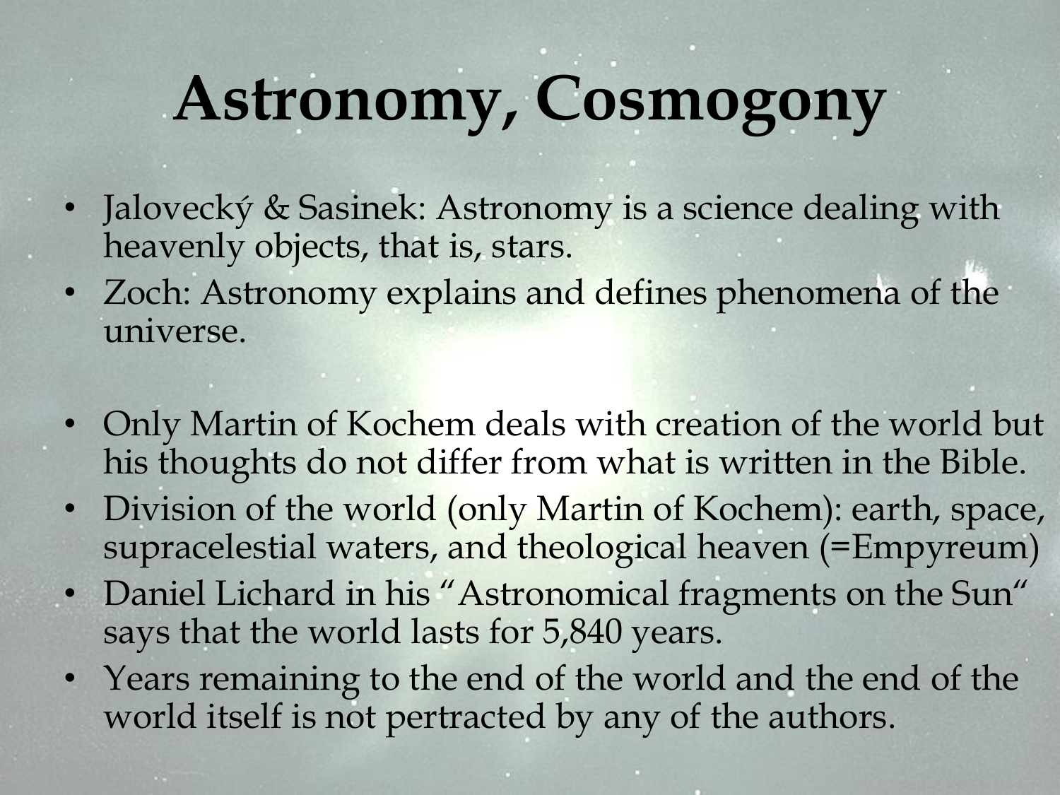# Astronomy, Cosmogony

- Jalovecký & Sasinek: Astronomy is a science dealing with heavenly objects, that is, stars.
- Zoch: Astronomy explains and defines phenomena of the universe.

- Only Martin of Kochem deals with creation of the world but his thoughts do not differ from what is written in the Bible.
- Division of the world (only Martin of Kochem): earth, space, supracelestial waters, and theological heaven (=Empyreum)
- Daniel Lichard in his "Astronomical fragments on the Sun" says that the world lasts for 5,840 years.
- Years remaining to the end of the world and the end of the world itself is not pertracted by any of the authors.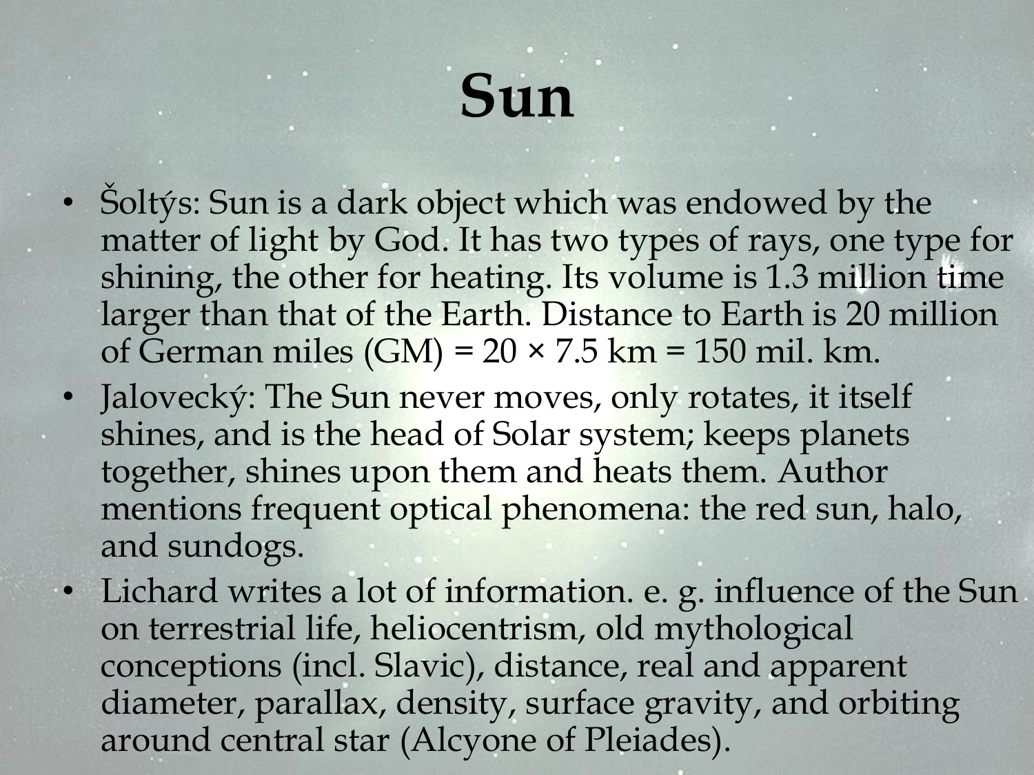# Sun

- Šoltýs: Sun is a dark object which was endowed by the matter of light by God. It has two types of rays, one type for shining, the other for heating. Its volume is 1.3 million time larger than that of the Earth. Distance to Earth is 20 million of German miles (GM) = 20 × 7.5 km = 150 mil. km.
- Jalovecký: The Sun never moves, only rotates, it itself shines, and is the head of Solar system; keeps planets together, shines upon them and heats them. Author mentions frequent optical phenomena: the red sun, halo, and sundogs.
- Lichard writes a lot of information. e. g. influence of the Sun on terrestrial life, heliocentrism, old mythological conceptions (incl. Slavic), distance, real and apparent diameter, parallax, density, surface gravity, and orbiting around central star (Alcyone of Pleiades).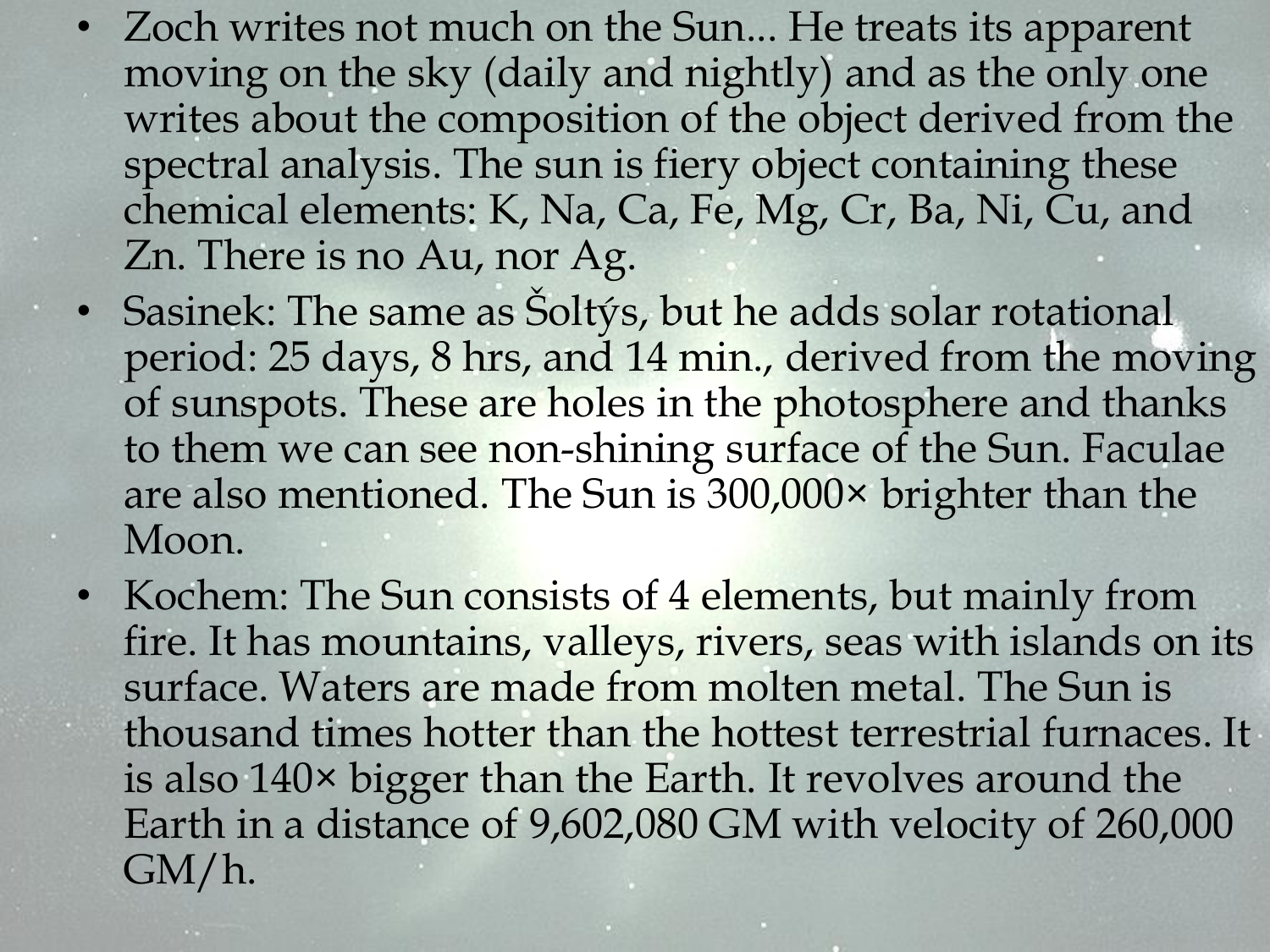- Zoch writes not much on the Sun... He treats its apparent moving on the sky (daily and nightly) and as the only one writes about the composition of the object derived from the spectral analysis. The sun is fiery object containing these chemical elements: K, Na, Ca, Fe, Mg, Cr, Ba, Ni, Cu, and Zn. There is no Au, nor Ag.
- Sasinek: The same as Šoltýs, but he adds solar rotational period: 25 days, 8 hrs, and 14 min., derived from the moving of sunspots. These are holes in the photosphere and thanks to them we can see non-shining surface of the Sun. Faculae are also mentioned. The Sun is 300,000× brighter than the Moon.
- Kochem: The Sun consists of 4 elements, but mainly from fire. It has mountains, valleys, rivers, seas with islands on its surface. Waters are made from molten metal. The Sun is thousand times hotter than the hottest terrestrial furnaces. It is also 140× bigger than the Earth. It revolves around the Earth in a distance of 9,602,080 GM with velocity of 260,000 GM/h.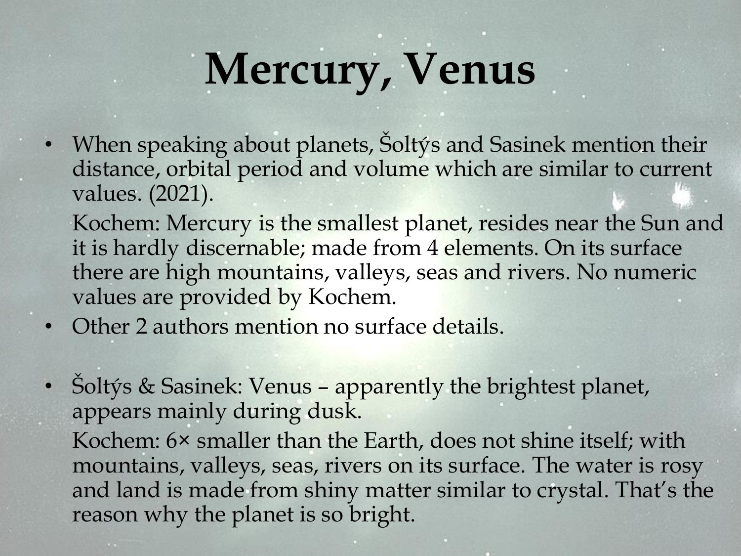# Mercury, Venus

- When speaking about planets, Šoltýs and Sasinek mention their distance, orbital period and volume which are similar to current values. (2021).

  Kochem: Mercury is the smallest planet, resides near the Sun and it is hardly discernable; made from 4 elements. On its surface there are high mountains, valleys, seas and rivers. No numeric values are provided by Kochem.
- Other 2 authors mention no surface details.

- Šoltýs & Sasinek: Venus – apparently the brightest planet, appears mainly during dusk.

  Kochem: 6× smaller than the Earth, does not shine itself; with mountains, valleys, seas, rivers on its surface. The water is rosy and land is made from shiny matter similar to crystal. That's the reason why the planet is so bright.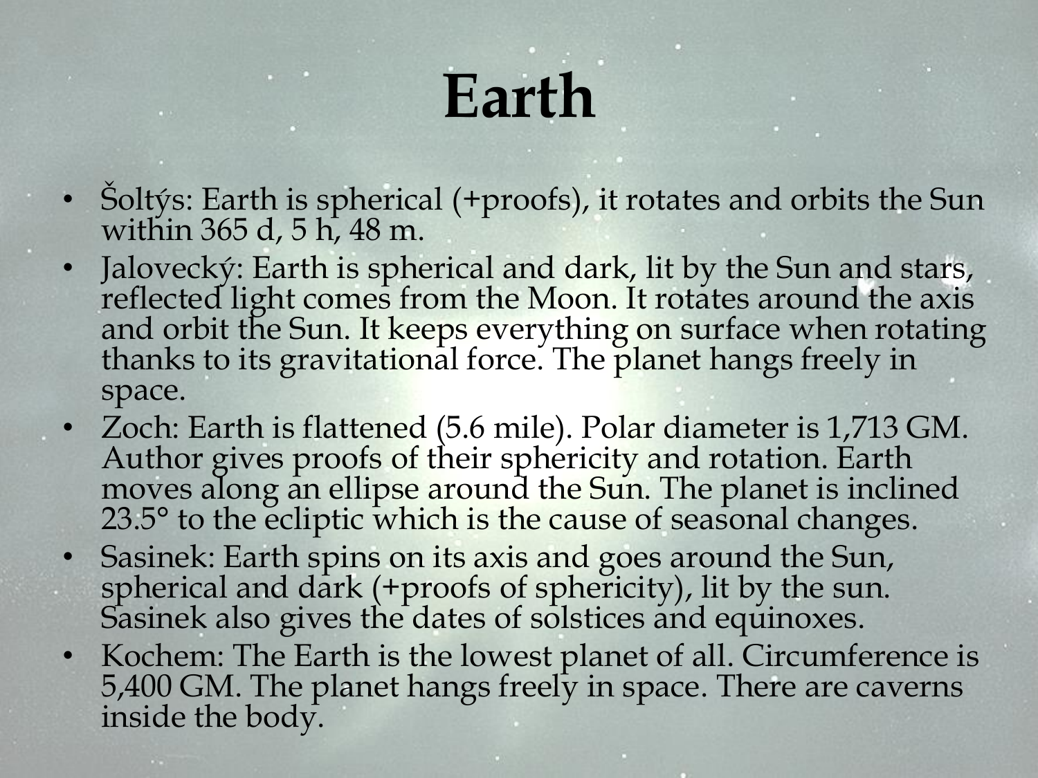# Earth

- Šoltýs: Earth is spherical (+proofs), it rotates and orbits the Sun within 365 d, 5 h, 48 m.
- Jalovecký: Earth is spherical and dark, lit by the Sun and stars, reflected light comes from the Moon. It rotates around the axis and orbit the Sun. It keeps everything on surface when rotating thanks to its gravitational force. The planet hangs freely in space.
- Zoch: Earth is flattened (5.6 mile). Polar diameter is 1,713 GM. Author gives proofs of their sphericity and rotation. Earth moves along an ellipse around the Sun. The planet is inclined 23.5° to the ecliptic which is the cause of seasonal changes.
- Sasinek: Earth spins on its axis and goes around the Sun, spherical and dark (+proofs of sphericity), lit by the sun. Sasinek also gives the dates of solstices and equinoxes.
- Kochem: The Earth is the lowest planet of all. Circumference is 5,400 GM. The planet hangs freely in space. There are caverns inside the body.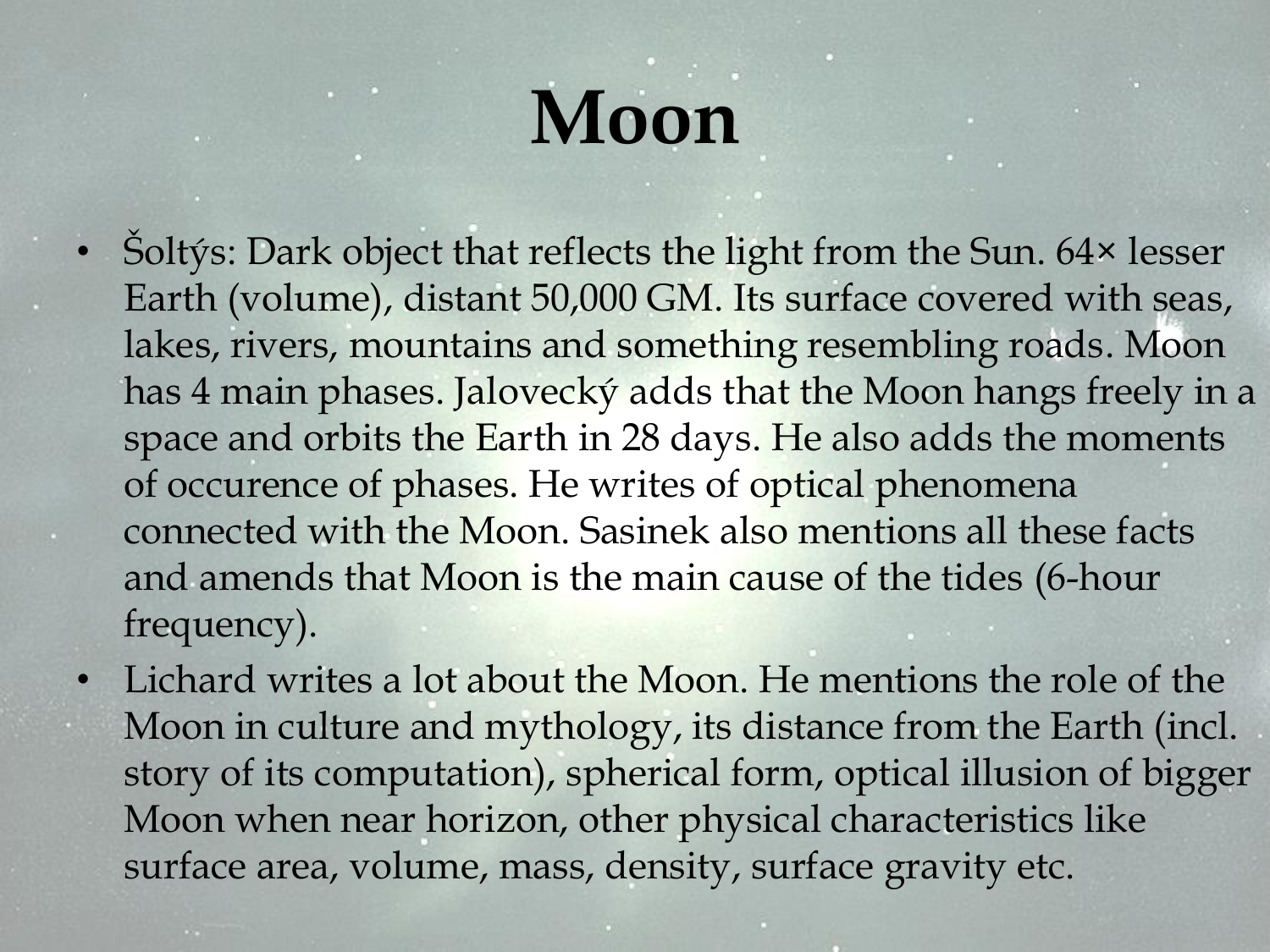# Moon

- Šoltýs: Dark object that reflects the light from the Sun. 64× lesser Earth (volume), distant 50,000 GM. Its surface covered with seas, lakes, rivers, mountains and something resembling roads. Moon has 4 main phases. Jalovecký adds that the Moon hangs freely in a space and orbits the Earth in 28 days. He also adds the moments of occurence of phases. He writes of optical phenomena connected with the Moon. Sasinek also mentions all these facts and amends that Moon is the main cause of the tides (6-hour frequency).
- Lichard writes a lot about the Moon. He mentions the role of the Moon in culture and mythology, its distance from the Earth (incl. story of its computation), spherical form, optical illusion of bigger Moon when near horizon, other physical characteristics like surface area, volume, mass, density, surface gravity etc.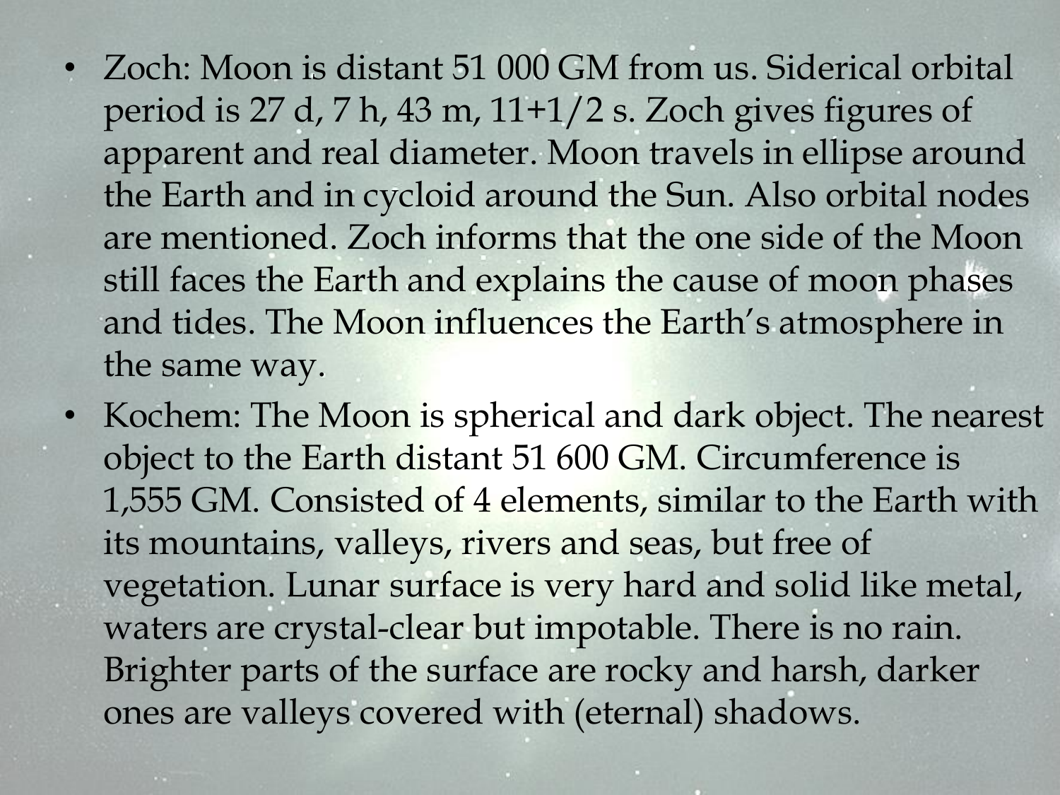- Zoch: Moon is distant 51 000 GM from us. Siderical orbital period is 27 d, 7 h, 43 m, 11+1/2 s. Zoch gives figures of apparent and real diameter. Moon travels in ellipse around the Earth and in cycloid around the Sun. Also orbital nodes are mentioned. Zoch informs that the one side of the Moon still faces the Earth and explains the cause of moon phases and tides. The Moon influences the Earth's atmosphere in the same way.
- Kochem: The Moon is spherical and dark object. The nearest object to the Earth distant 51 600 GM. Circumference is 1,555 GM. Consisted of 4 elements, similar to the Earth with its mountains, valleys, rivers and seas, but free of vegetation. Lunar surface is very hard and solid like metal, waters are crystal-clear but impotable. There is no rain. Brighter parts of the surface are rocky and harsh, darker ones are valleys covered with (eternal) shadows.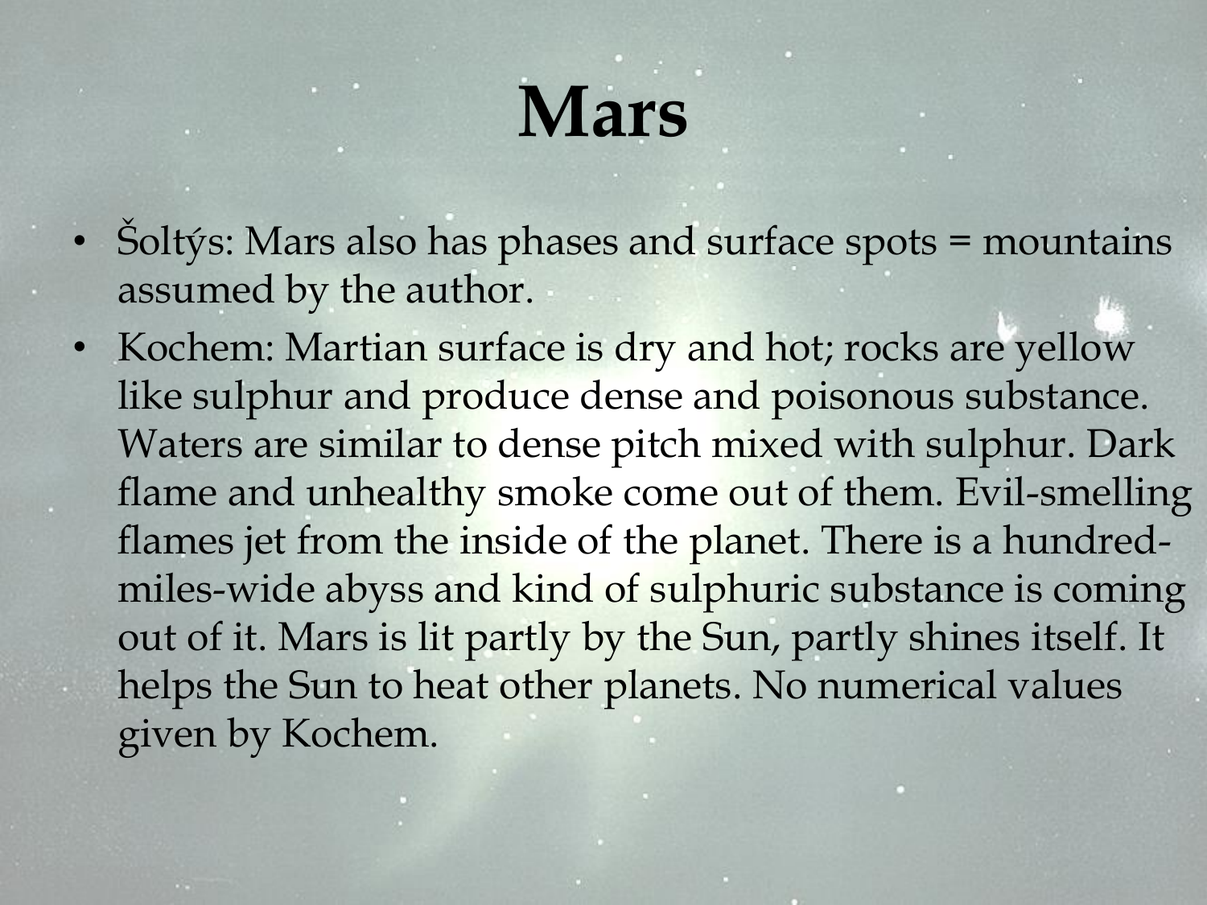# Mars

- Šoltýs: Mars also has phases and surface spots = mountains assumed by the author.
- Kochem: Martian surface is dry and hot; rocks are yellow like sulphur and produce dense and poisonous substance. Waters are similar to dense pitch mixed with sulphur. Dark flame and unhealthy smoke come out of them. Evil-smelling flames jet from the inside of the planet. There is a hundred-miles-wide abyss and kind of sulphuric substance is coming out of it. Mars is lit partly by the Sun, partly shines itself. It helps the Sun to heat other planets. No numerical values given by Kochem.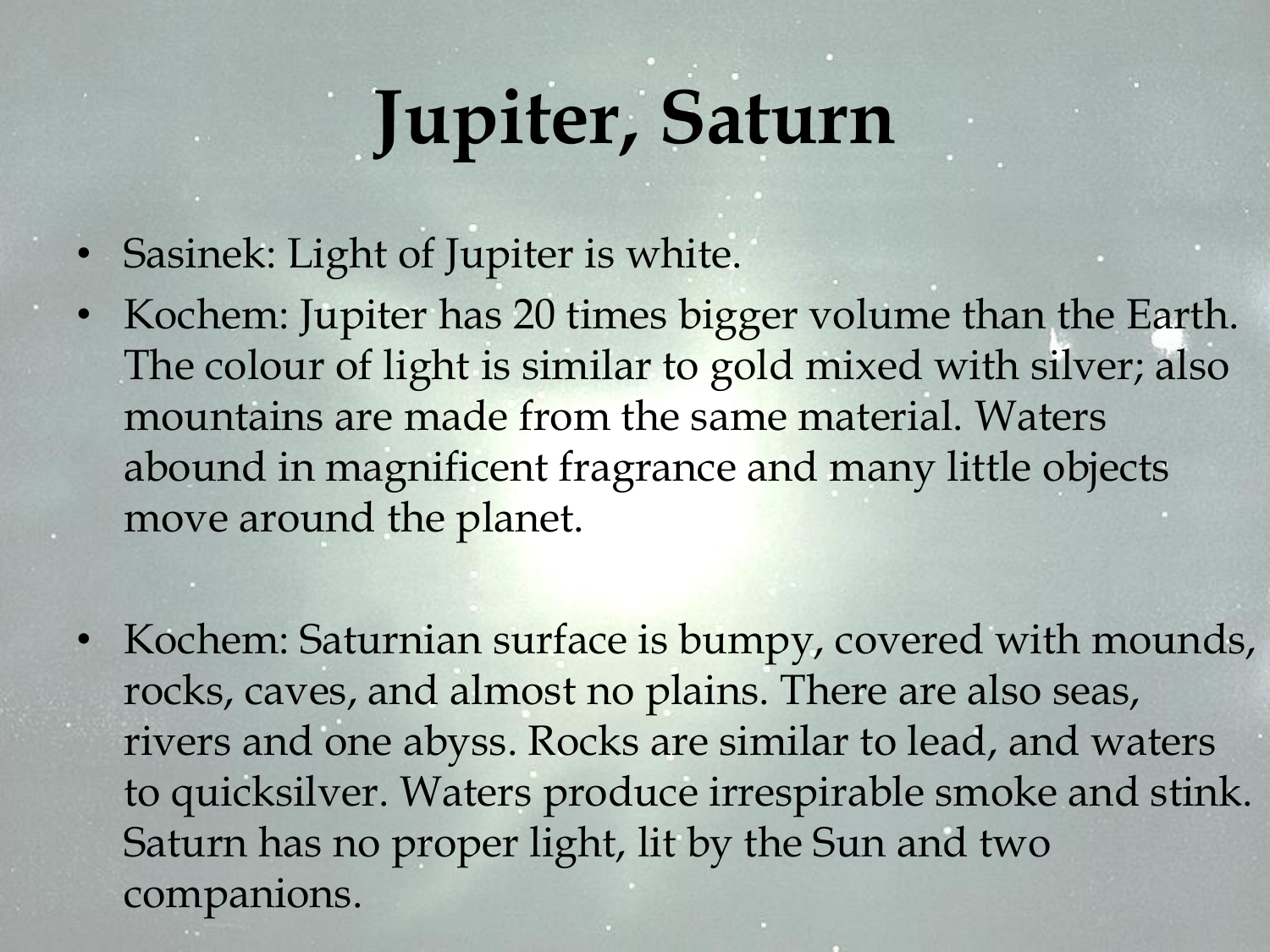# Jupiter, Saturn

- Sasinek: Light of Jupiter is white.
- Kochem: Jupiter has 20 times bigger volume than the Earth. The colour of light is similar to gold mixed with silver; also mountains are made from the same material. Waters abound in magnificent fragrance and many little objects move around the planet.

- Kochem: Saturnian surface is bumpy, covered with mounds, rocks, caves, and almost no plains. There are also seas, rivers and one abyss. Rocks are similar to lead, and waters to quicksilver. Waters produce irrespirable smoke and stink. Saturn has no proper light, lit by the Sun and two companions.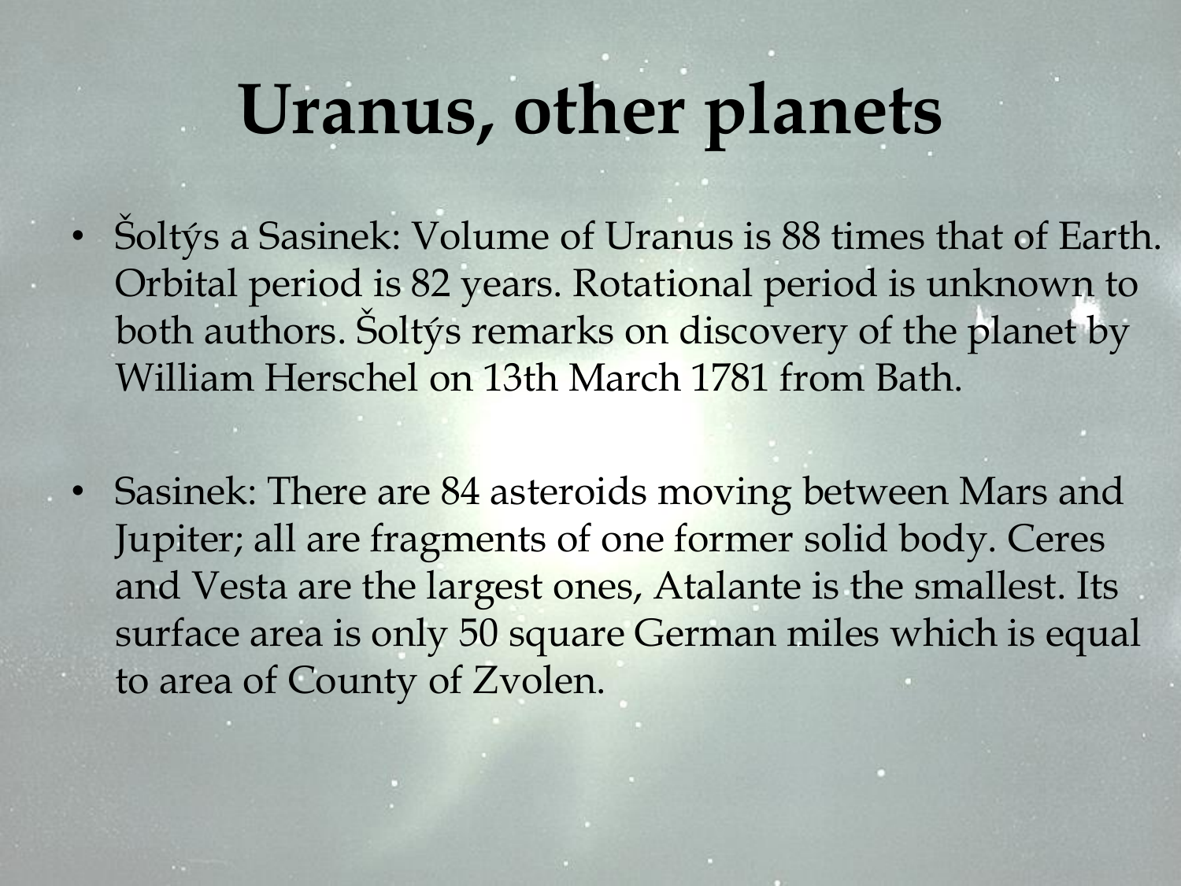# Uranus, other planets

- Šoltýs a Sasinek: Volume of Uranus is 88 times that of Earth. Orbital period is 82 years. Rotational period is unknown to both authors. Šoltýs remarks on discovery of the planet by William Herschel on 13th March 1781 from Bath.

- Sasinek: There are 84 asteroids moving between Mars and Jupiter; all are fragments of one former solid body. Ceres and Vesta are the largest ones, Atalante is the smallest. Its surface area is only 50 square German miles which is equal to area of County of Zvolen.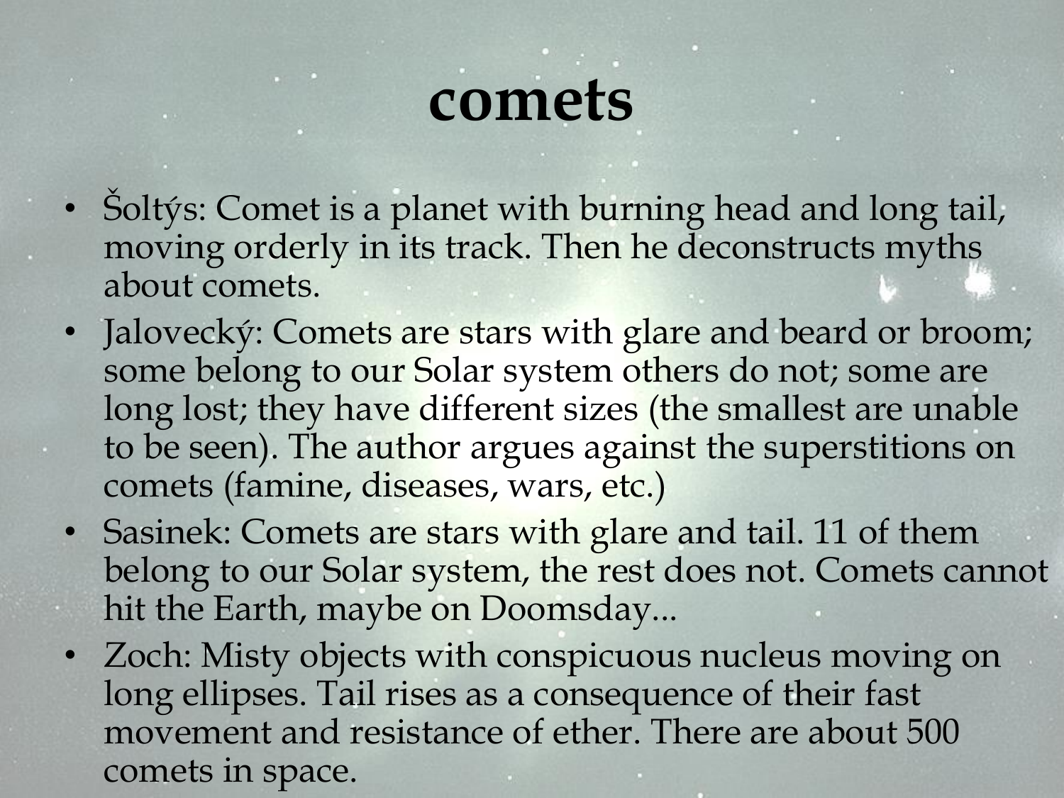# comets

- Šoltýs: Comet is a planet with burning head and long tail, moving orderly in its track. Then he deconstructs myths about comets.
- Jalovecký: Comets are stars with glare and beard or broom; some belong to our Solar system others do not; some are long lost; they have different sizes (the smallest are unable to be seen). The author argues against the superstitions on comets (famine, diseases, wars, etc.)
- Sasinek: Comets are stars with glare and tail. 11 of them belong to our Solar system, the rest does not. Comets cannot hit the Earth, maybe on Doomsday...
- Zoch: Misty objects with conspicuous nucleus moving on long ellipses. Tail rises as a consequence of their fast movement and resistance of ether. There are about 500 comets in space.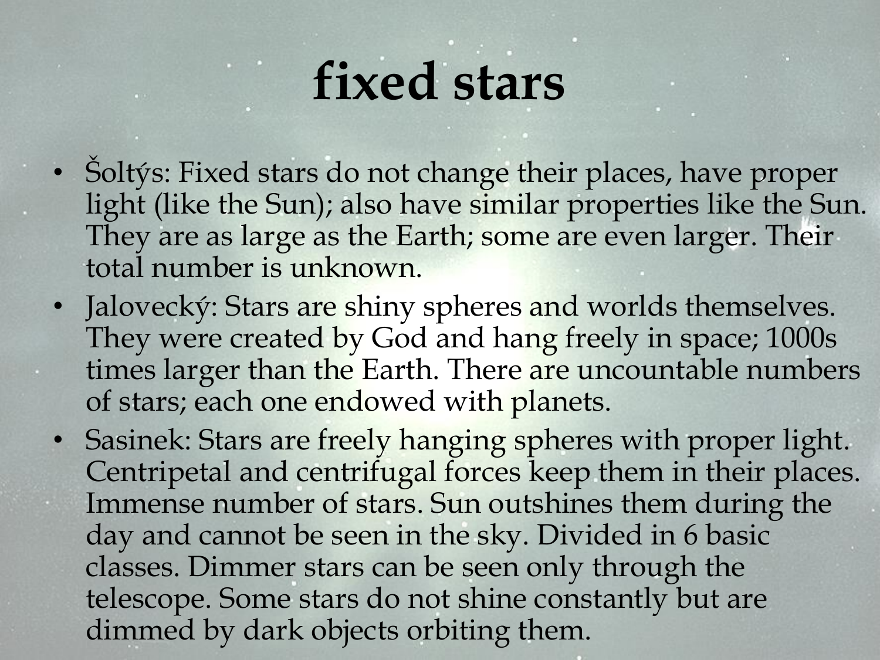# fixed stars

- Šoltýs: Fixed stars do not change their places, have proper light (like the Sun); also have similar properties like the Sun. They are as large as the Earth; some are even larger. Their total number is unknown.
- Jalovecký: Stars are shiny spheres and worlds themselves. They were created by God and hang freely in space; 1000s times larger than the Earth. There are uncountable numbers of stars; each one endowed with planets.
- Sasinek: Stars are freely hanging spheres with proper light. Centripetal and centrifugal forces keep them in their places. Immense number of stars. Sun outshines them during the day and cannot be seen in the sky. Divided in 6 basic classes. Dimmer stars can be seen only through the telescope. Some stars do not shine constantly but are dimmed by dark objects orbiting them.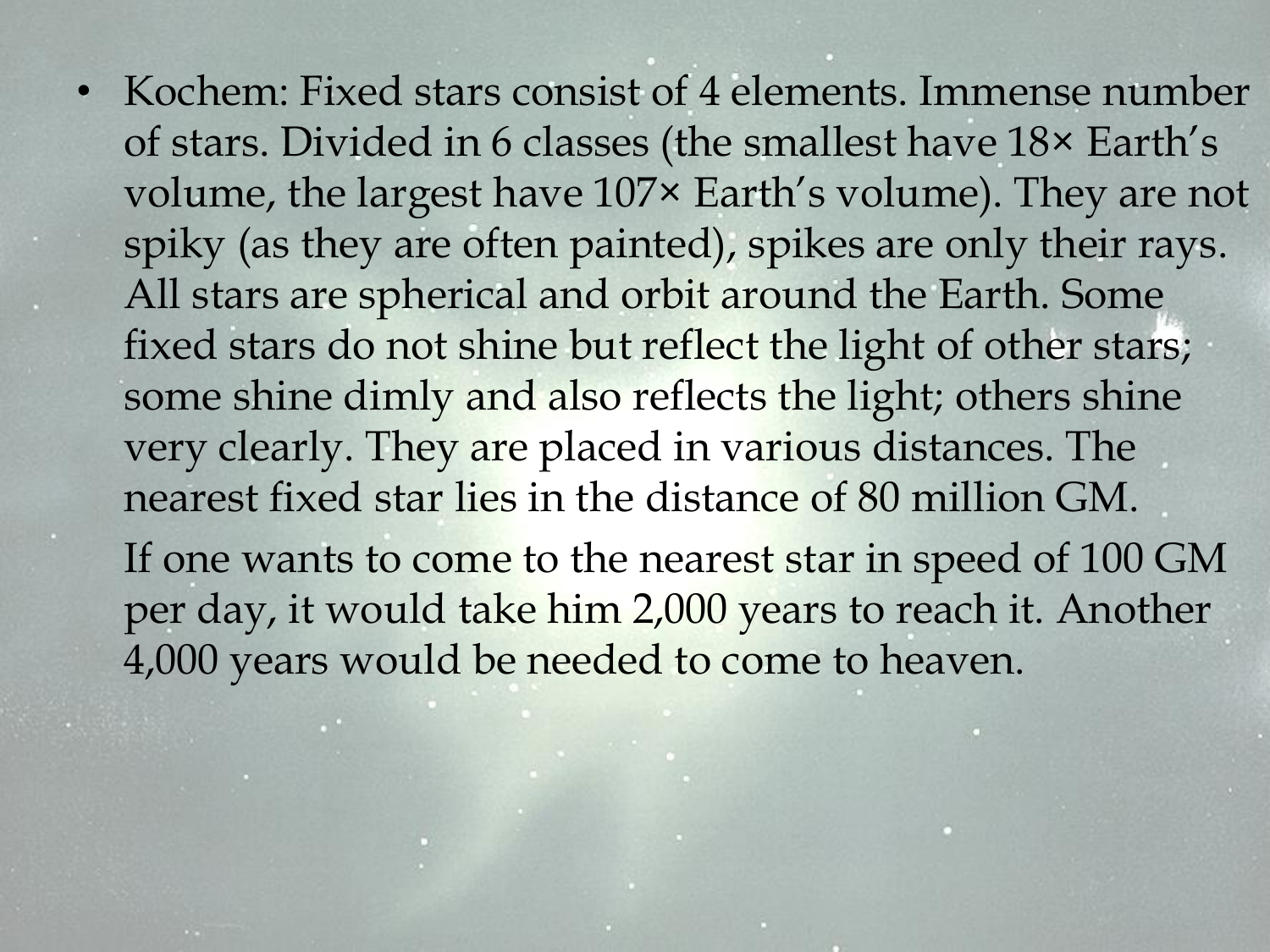- Kochem: Fixed stars consist of 4 elements. Immense number of stars. Divided in 6 classes (the smallest have 18× Earth's volume, the largest have 107× Earth's volume). They are not spiky (as they are often painted), spikes are only their rays. All stars are spherical and orbit around the Earth. Some fixed stars do not shine but reflect the light of other stars; some shine dimly and also reflects the light; others shine very clearly. They are placed in various distances. The nearest fixed star lies in the distance of 80 million GM.

  If one wants to come to the nearest star in speed of 100 GM per day, it would take him 2,000 years to reach it. Another 4,000 years would be needed to come to heaven.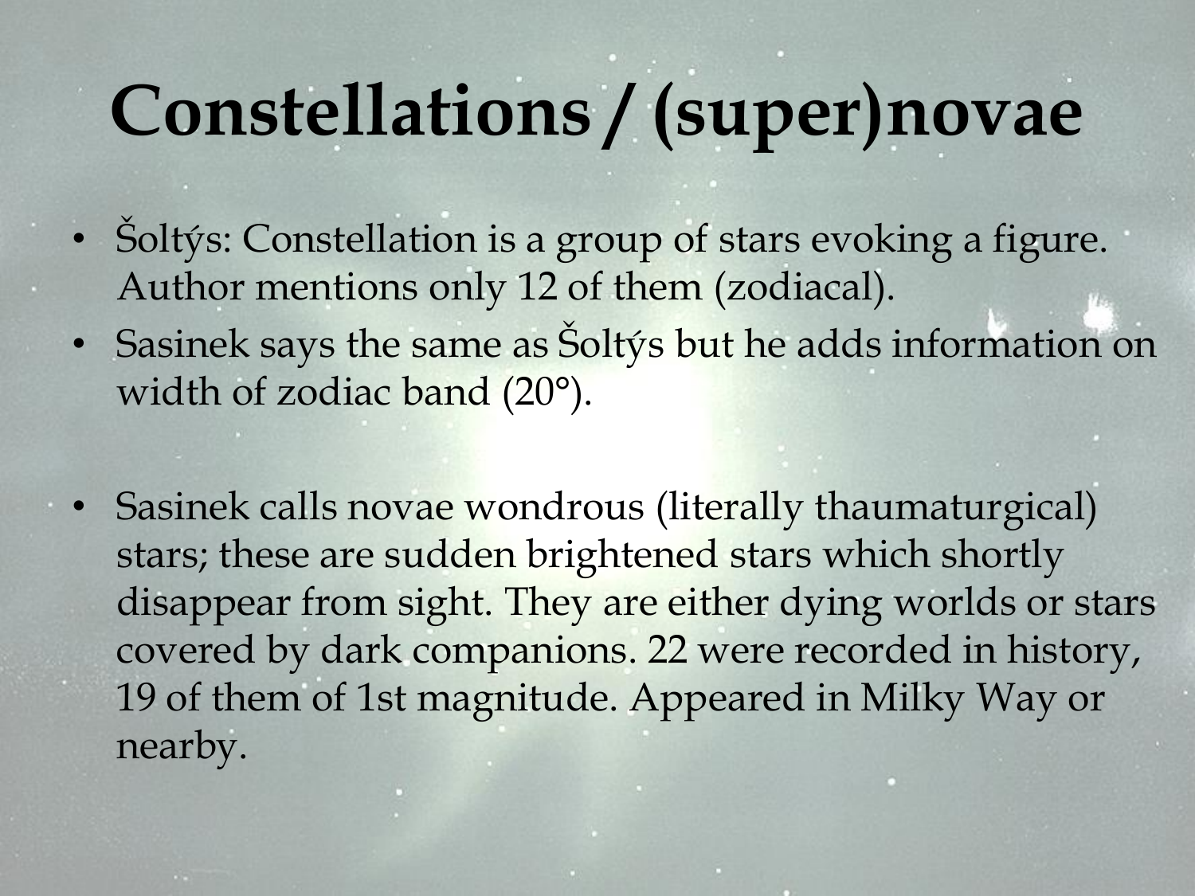# Constellations / (super)novae

- Šoltýs: Constellation is a group of stars evoking a figure. Author mentions only 12 of them (zodiacal).
- Sasinek says the same as Šoltýs but he adds information on width of zodiac band (20°).

- Sasinek calls novae wondrous (literally thaumaturgical) stars; these are sudden brightened stars which shortly disappear from sight. They are either dying worlds or stars covered by dark companions. 22 were recorded in history, 19 of them of 1st magnitude. Appeared in Milky Way or nearby.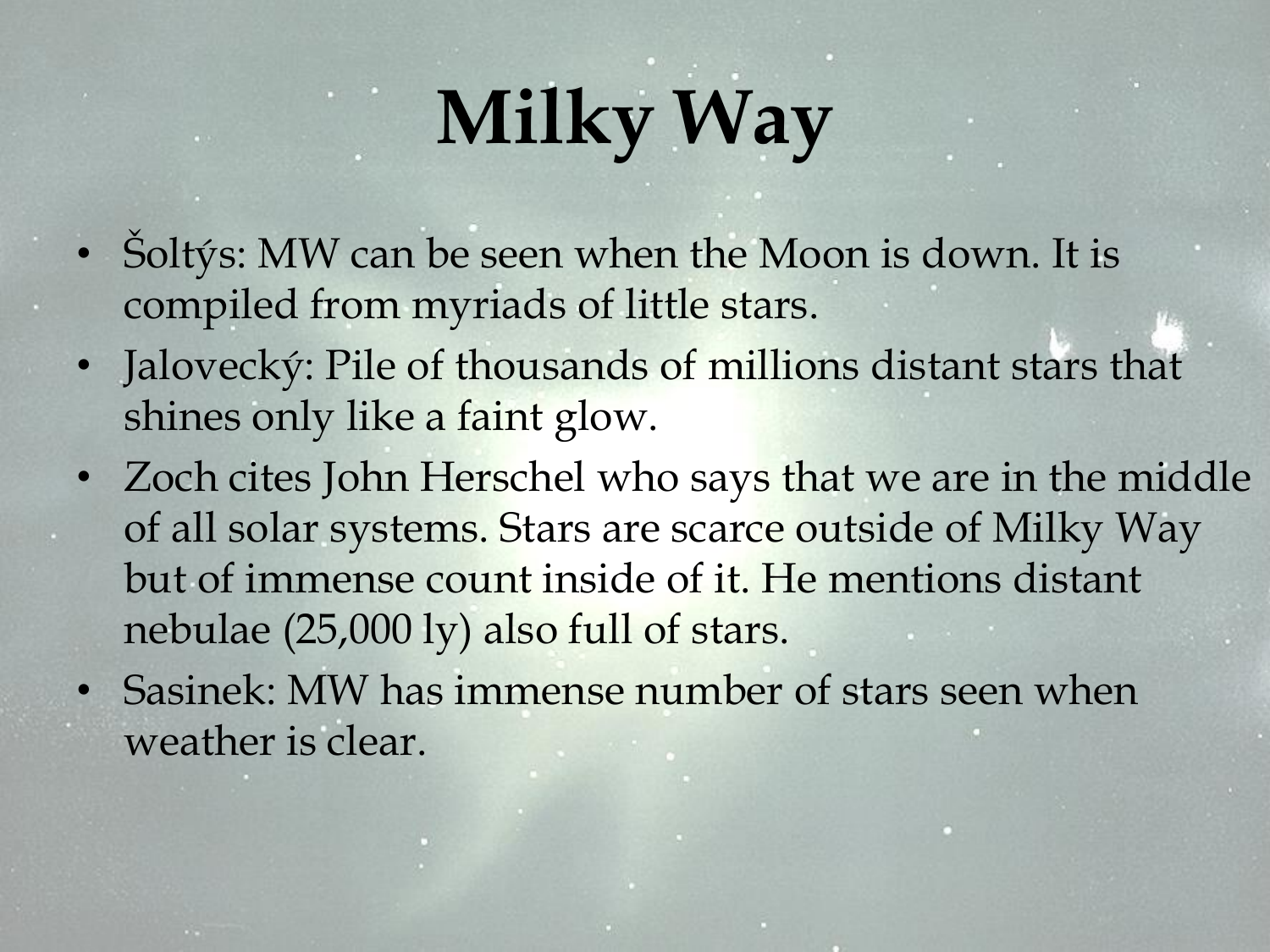# Milky Way

- Šoltýs: MW can be seen when the Moon is down. It is compiled from myriads of little stars.
- Jalovecký: Pile of thousands of millions distant stars that shines only like a faint glow.
- Zoch cites John Herschel who says that we are in the middle of all solar systems. Stars are scarce outside of Milky Way but of immense count inside of it. He mentions distant nebulae (25,000 ly) also full of stars.
- Sasinek: MW has immense number of stars seen when weather is clear.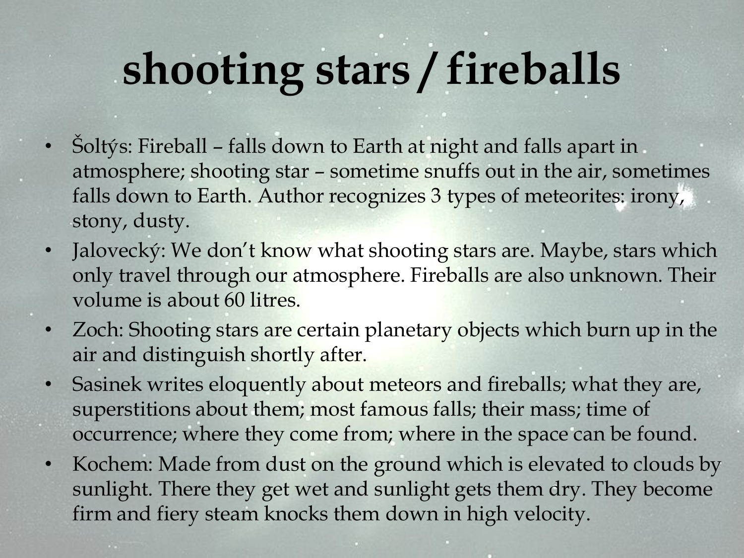# shooting stars / fireballs

- Šoltýs: Fireball – falls down to Earth at night and falls apart in atmosphere; shooting star – sometime snuffs out in the air, sometimes falls down to Earth. Author recognizes 3 types of meteorites: irony, stony, dusty.
- Jalovecký: We don't know what shooting stars are. Maybe, stars which only travel through our atmosphere. Fireballs are also unknown. Their volume is about 60 litres.
- Zoch: Shooting stars are certain planetary objects which burn up in the air and distinguish shortly after.
- Sasinek writes eloquently about meteors and fireballs; what they are, superstitions about them; most famous falls; their mass; time of occurrence; where they come from; where in the space can be found.
- Kochem: Made from dust on the ground which is elevated to clouds by sunlight. There they get wet and sunlight gets them dry. They become firm and fiery steam knocks them down in high velocity.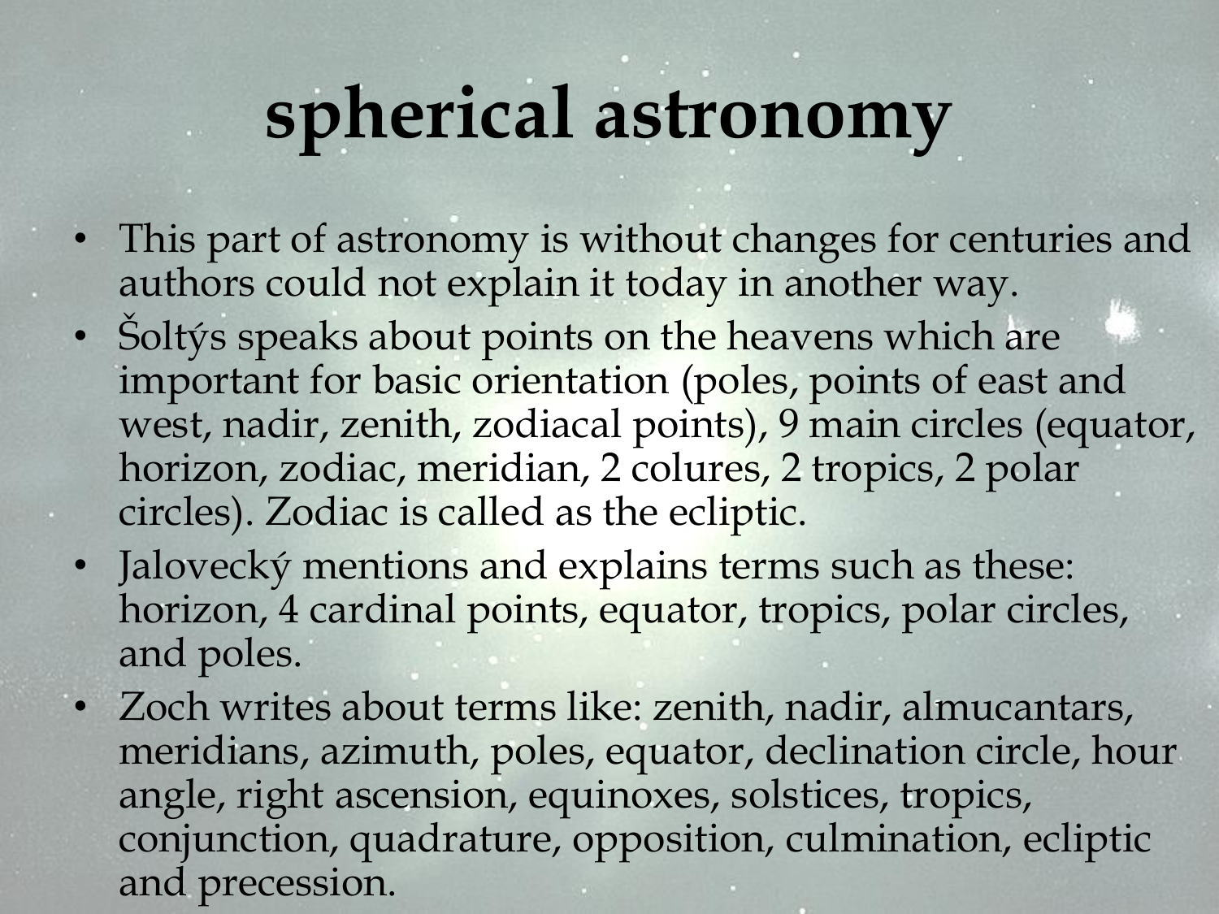# spherical astronomy

- This part of astronomy is without changes for centuries and authors could not explain it today in another way.
- Šoltýs speaks about points on the heavens which are important for basic orientation (poles, points of east and west, nadir, zenith, zodiacal points), 9 main circles (equator, horizon, zodiac, meridian, 2 colures, 2 tropics, 2 polar circles). Zodiac is called as the ecliptic.
- Jalovecký mentions and explains terms such as these: horizon, 4 cardinal points, equator, tropics, polar circles, and poles.
- Zoch writes about terms like: zenith, nadir, almucantars, meridians, azimuth, poles, equator, declination circle, hour angle, right ascension, equinoxes, solstices, tropics, conjunction, quadrature, opposition, culmination, ecliptic and precession.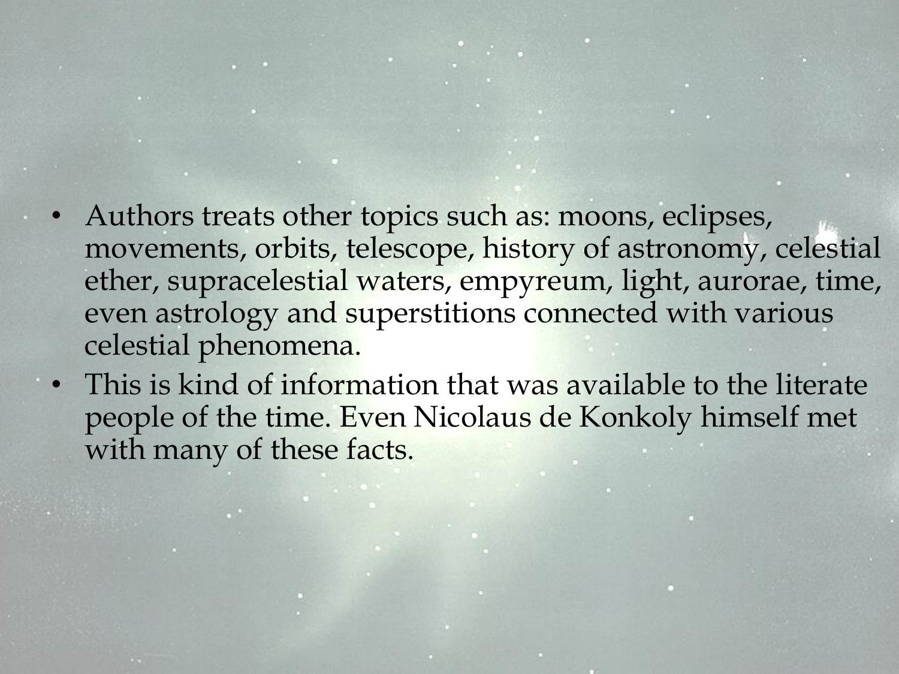- Authors treats other topics such as: moons, eclipses, movements, orbits, telescope, history of astronomy, celestial ether, supracelestial waters, empyreum, light, aurorae, time, even astrology and superstitions connected with various celestial phenomena.
- This is kind of information that was available to the literate people of the time. Even Nicolaus de Konkoly himself met with many of these facts.